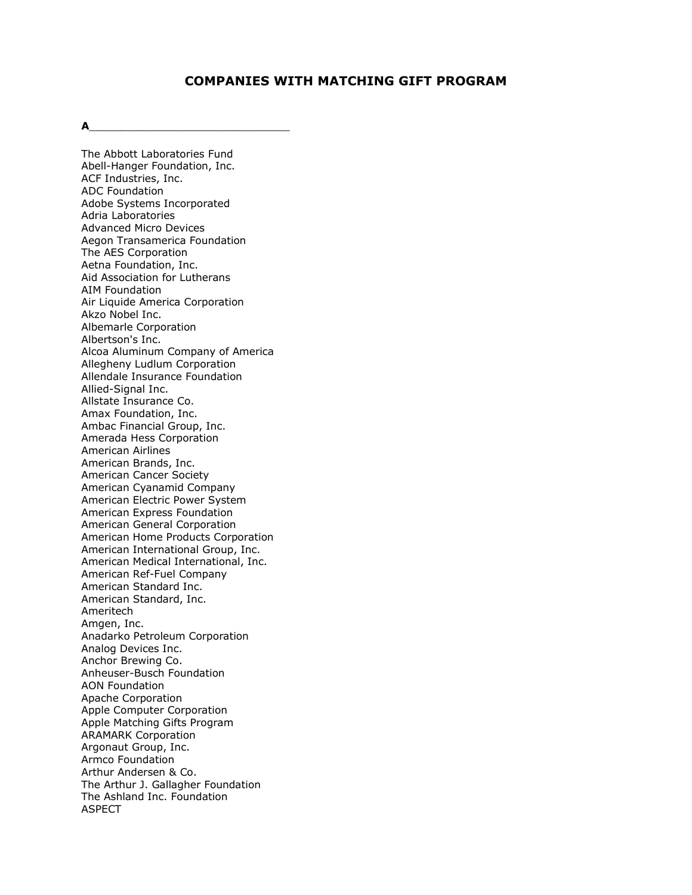# COMPANIES WITH MATCHING GIFT PROGRAM

## A

The Abbott Laboratories Fund
Abell-Hanger Foundation, Inc.
ACF Industries, Inc.
ADC Foundation
Adobe Systems Incorporated
Adria Laboratories
Advanced Micro Devices
Aegon Transamerica Foundation
The AES Corporation
Aetna Foundation, Inc.
Aid Association for Lutherans
AIM Foundation
Air Liquide America Corporation
Akzo Nobel Inc.
Albemarle Corporation
Albertson's Inc.
Alcoa Aluminum Company of America
Allegheny Ludlum Corporation
Allendale Insurance Foundation
Allied-Signal Inc.
Allstate Insurance Co.
Amax Foundation, Inc.
Ambac Financial Group, Inc.
Amerada Hess Corporation
American Airlines
American Brands, Inc.
American Cancer Society
American Cyanamid Company
American Electric Power System
American Express Foundation
American General Corporation
American Home Products Corporation
American International Group, Inc.
American Medical International, Inc.
American Ref-Fuel Company
American Standard Inc.
American Standard, Inc.
Ameritech
Amgen, Inc.
Anadarko Petroleum Corporation
Analog Devices Inc.
Anchor Brewing Co.
Anheuser-Busch Foundation
AON Foundation
Apache Corporation
Apple Computer Corporation
Apple Matching Gifts Program
ARAMARK Corporation
Argonaut Group, Inc.
Armco Foundation
Arthur Andersen & Co.
The Arthur J. Gallagher Foundation
The Ashland Inc. Foundation
ASPECT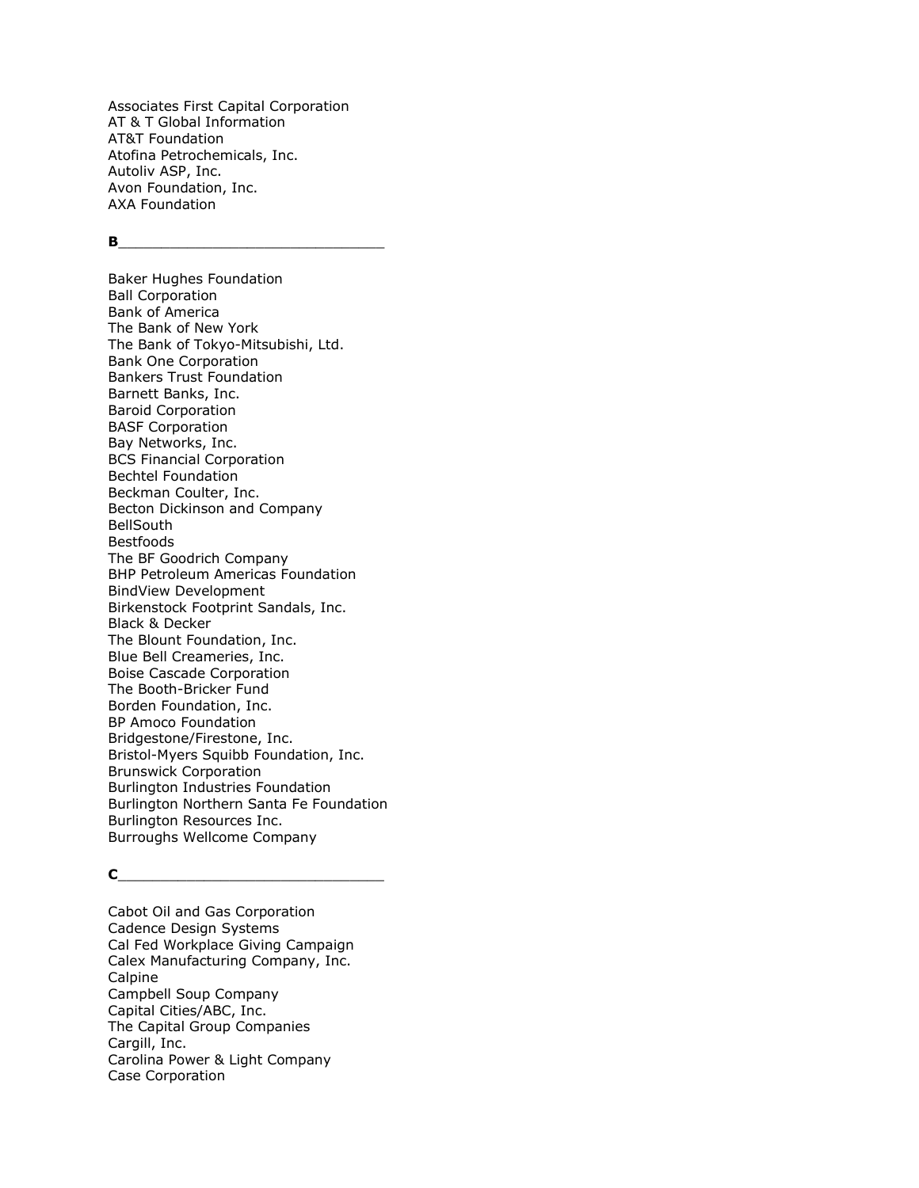Associates First Capital Corporation
AT & T Global Information
AT&T Foundation
Atofina Petrochemicals, Inc.
Autoliv ASP, Inc.
Avon Foundation, Inc.
AXA Foundation

**B**______________________________

Baker Hughes Foundation
Ball Corporation
Bank of America
The Bank of New York
The Bank of Tokyo-Mitsubishi, Ltd.
Bank One Corporation
Bankers Trust Foundation
Barnett Banks, Inc.
Baroid Corporation
BASF Corporation
Bay Networks, Inc.
BCS Financial Corporation
Bechtel Foundation
Beckman Coulter, Inc.
Becton Dickinson and Company
BellSouth
Bestfoods
The BF Goodrich Company
BHP Petroleum Americas Foundation
BindView Development
Birkenstock Footprint Sandals, Inc.
Black & Decker
The Blount Foundation, Inc.
Blue Bell Creameries, Inc.
Boise Cascade Corporation
The Booth-Bricker Fund
Borden Foundation, Inc.
BP Amoco Foundation
Bridgestone/Firestone, Inc.
Bristol-Myers Squibb Foundation, Inc.
Brunswick Corporation
Burlington Industries Foundation
Burlington Northern Santa Fe Foundation
Burlington Resources Inc.
Burroughs Wellcome Company

**C**______________________________

Cabot Oil and Gas Corporation
Cadence Design Systems
Cal Fed Workplace Giving Campaign
Calex Manufacturing Company, Inc.
Calpine
Campbell Soup Company
Capital Cities/ABC, Inc.
The Capital Group Companies
Cargill, Inc.
Carolina Power & Light Company
Case Corporation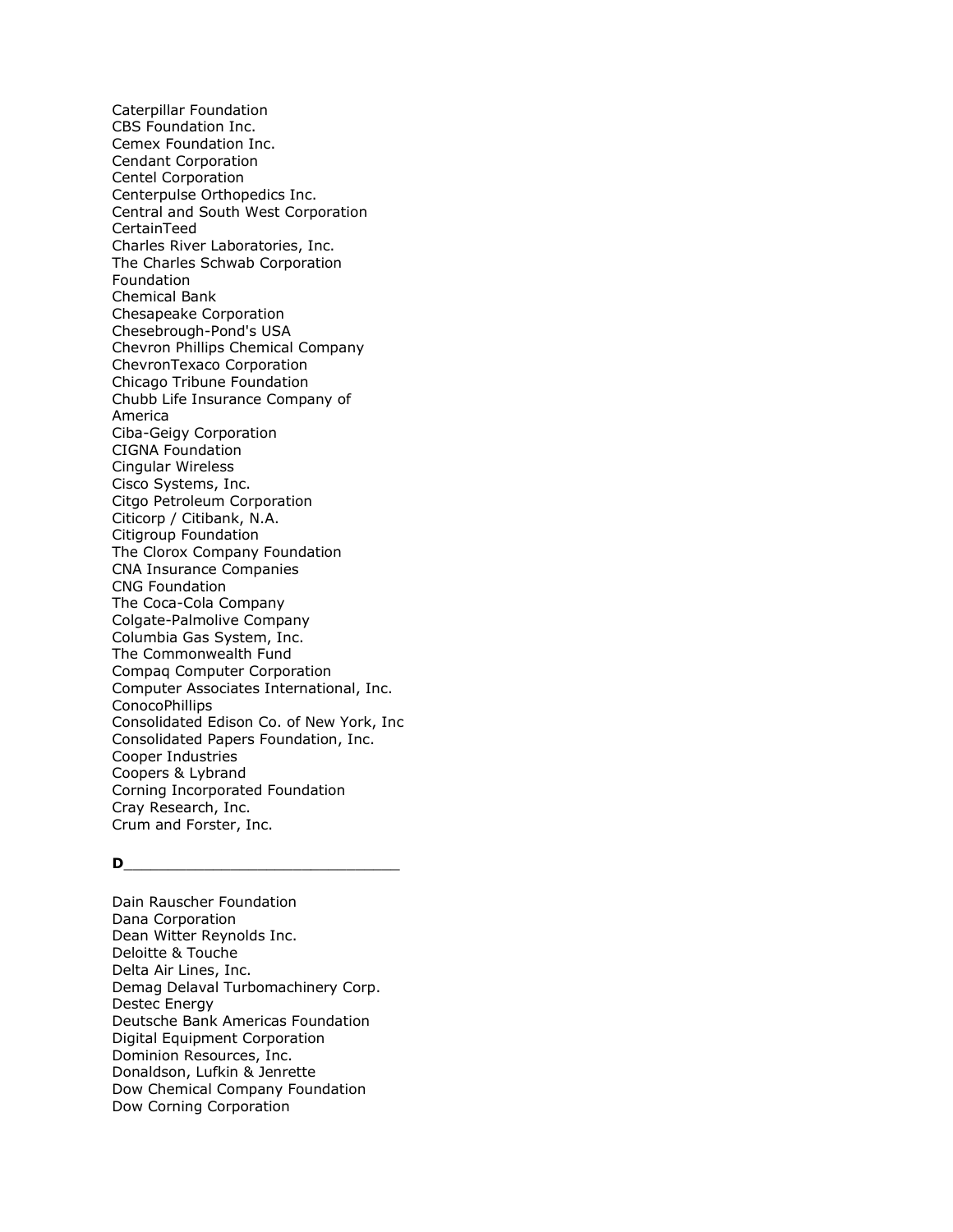Caterpillar Foundation
CBS Foundation Inc.
Cemex Foundation Inc.
Cendant Corporation
Centel Corporation
Centerpulse Orthopedics Inc.
Central and South West Corporation
CertainTeed
Charles River Laboratories, Inc.
The Charles Schwab Corporation Foundation
Chemical Bank
Chesapeake Corporation
Chesebrough-Pond's USA
Chevron Phillips Chemical Company
ChevronTexaco Corporation
Chicago Tribune Foundation
Chubb Life Insurance Company of America
Ciba-Geigy Corporation
CIGNA Foundation
Cingular Wireless
Cisco Systems, Inc.
Citgo Petroleum Corporation
Citicorp / Citibank, N.A.
Citigroup Foundation
The Clorox Company Foundation
CNA Insurance Companies
CNG Foundation
The Coca-Cola Company
Colgate-Palmolive Company
Columbia Gas System, Inc.
The Commonwealth Fund
Compaq Computer Corporation
Computer Associates International, Inc.
ConocoPhillips
Consolidated Edison Co. of New York, Inc
Consolidated Papers Foundation, Inc.
Cooper Industries
Coopers & Lybrand
Corning Incorporated Foundation
Cray Research, Inc.
Crum and Forster, Inc.

**D**

Dain Rauscher Foundation
Dana Corporation
Dean Witter Reynolds Inc.
Deloitte & Touche
Delta Air Lines, Inc.
Demag Delaval Turbomachinery Corp.
Destec Energy
Deutsche Bank Americas Foundation
Digital Equipment Corporation
Dominion Resources, Inc.
Donaldson, Lufkin & Jenrette
Dow Chemical Company Foundation
Dow Corning Corporation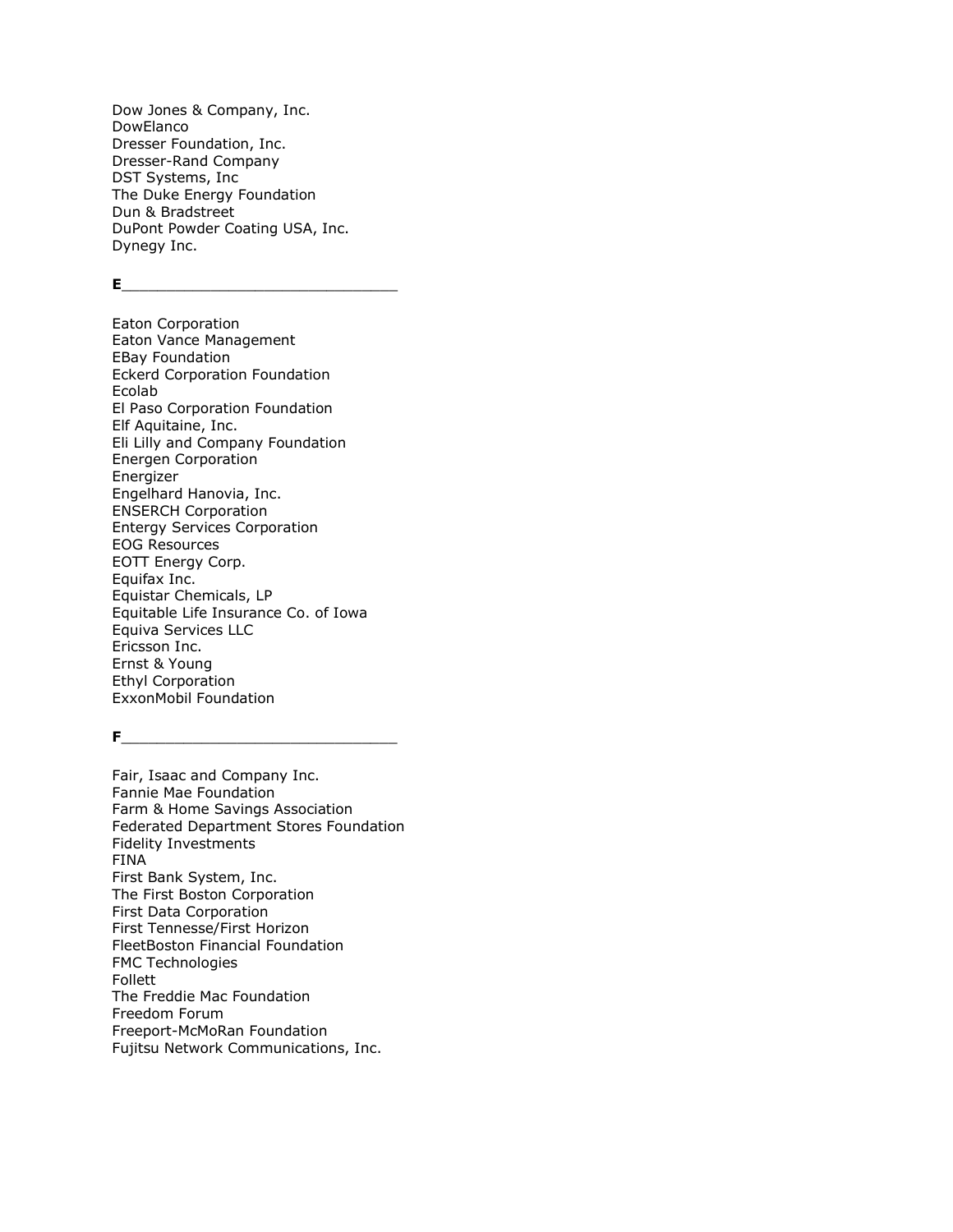Dow Jones & Company, Inc.
DowElanco
Dresser Foundation, Inc.
Dresser-Rand Company
DST Systems, Inc
The Duke Energy Foundation
Dun & Bradstreet
DuPont Powder Coating USA, Inc.
Dynegy Inc.

**E**______________________________

Eaton Corporation
Eaton Vance Management
EBay Foundation
Eckerd Corporation Foundation
Ecolab
El Paso Corporation Foundation
Elf Aquitaine, Inc.
Eli Lilly and Company Foundation
Energen Corporation
Energizer
Engelhard Hanovia, Inc.
ENSERCH Corporation
Entergy Services Corporation
EOG Resources
EOTT Energy Corp.
Equifax Inc.
Equistar Chemicals, LP
Equitable Life Insurance Co. of Iowa
Equiva Services LLC
Ericsson Inc.
Ernst & Young
Ethyl Corporation
ExxonMobil Foundation

**F**______________________________

Fair, Isaac and Company Inc.
Fannie Mae Foundation
Farm & Home Savings Association
Federated Department Stores Foundation
Fidelity Investments
FINA
First Bank System, Inc.
The First Boston Corporation
First Data Corporation
First Tennesse/First Horizon
FleetBoston Financial Foundation
FMC Technologies
Follett
The Freddie Mac Foundation
Freedom Forum
Freeport-McMoRan Foundation
Fujitsu Network Communications, Inc.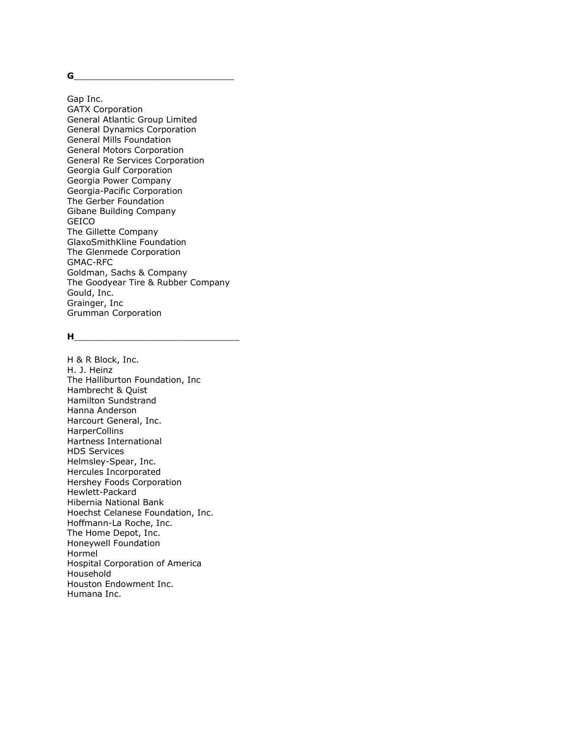**G**

Gap Inc.
GATX Corporation
General Atlantic Group Limited
General Dynamics Corporation
General Mills Foundation
General Motors Corporation
General Re Services Corporation
Georgia Gulf Corporation
Georgia Power Company
Georgia-Pacific Corporation
The Gerber Foundation
Gibane Building Company
GEICO
The Gillette Company
GlaxoSmithKline Foundation
The Glenmede Corporation
GMAC-RFC
Goldman, Sachs & Company
The Goodyear Tire & Rubber Company
Gould, Inc.
Grainger, Inc
Grumman Corporation

**H**

H & R Block, Inc.
H. J. Heinz
The Halliburton Foundation, Inc
Hambrecht & Quist
Hamilton Sundstrand
Hanna Anderson
Harcourt General, Inc.
HarperCollins
Hartness International
HDS Services
Helmsley-Spear, Inc.
Hercules Incorporated
Hershey Foods Corporation
Hewlett-Packard
Hibernia National Bank
Hoechst Celanese Foundation, Inc.
Hoffmann-La Roche, Inc.
The Home Depot, Inc.
Honeywell Foundation
Hormel
Hospital Corporation of America
Household
Houston Endowment Inc.
Humana Inc.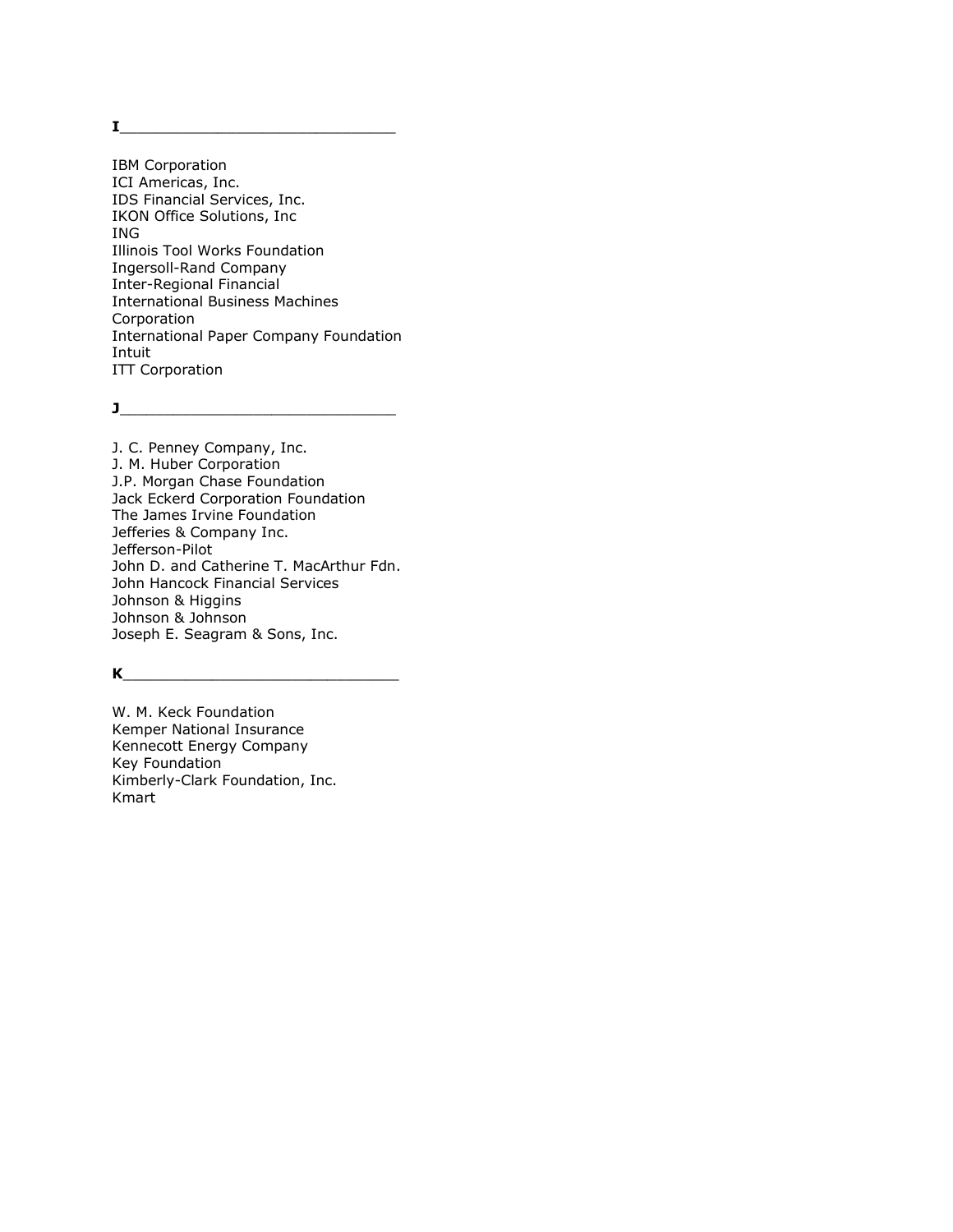## I

IBM Corporation
ICI Americas, Inc.
IDS Financial Services, Inc.
IKON Office Solutions, Inc
ING
Illinois Tool Works Foundation
Ingersoll-Rand Company
Inter-Regional Financial
International Business Machines Corporation
International Paper Company Foundation
Intuit
ITT Corporation

## J

J. C. Penney Company, Inc.
J. M. Huber Corporation
J.P. Morgan Chase Foundation
Jack Eckerd Corporation Foundation
The James Irvine Foundation
Jefferies & Company Inc.
Jefferson-Pilot
John D. and Catherine T. MacArthur Fdn.
John Hancock Financial Services
Johnson & Higgins
Johnson & Johnson
Joseph E. Seagram & Sons, Inc.

## K

W. M. Keck Foundation
Kemper National Insurance
Kennecott Energy Company
Key Foundation
Kimberly-Clark Foundation, Inc.
Kmart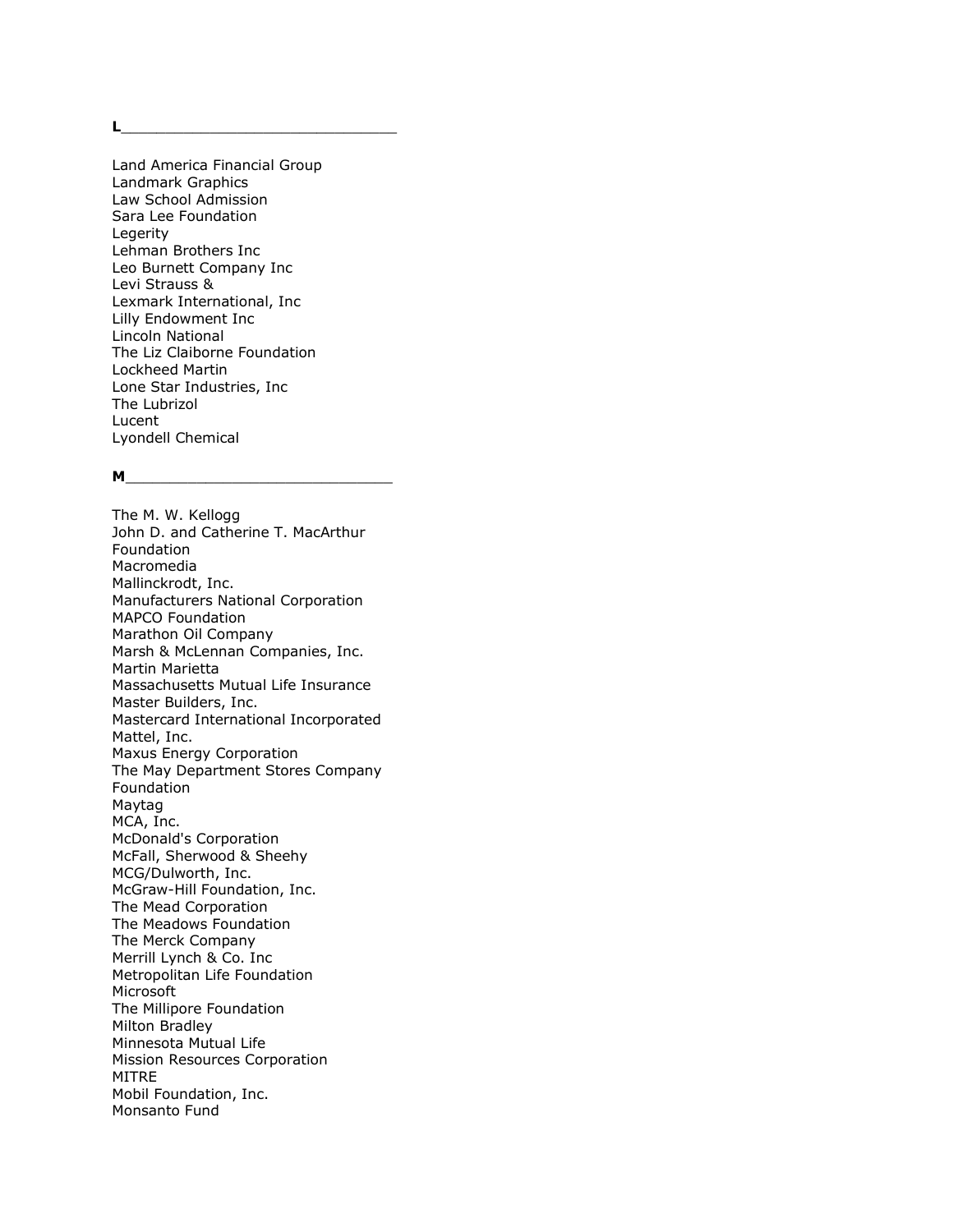**L**

Land America Financial Group  
Landmark Graphics  
Law School Admission  
Sara Lee Foundation  
Legerity  
Lehman Brothers Inc  
Leo Burnett Company Inc  
Levi Strauss &  
Lexmark International, Inc  
Lilly Endowment Inc  
Lincoln National  
The Liz Claiborne Foundation  
Lockheed Martin  
Lone Star Industries, Inc  
The Lubrizol  
Lucent  
Lyondell Chemical

**M**

The M. W. Kellogg  
John D. and Catherine T. MacArthur Foundation  
Macromedia  
Mallinckrodt, Inc.  
Manufacturers National Corporation  
MAPCO Foundation  
Marathon Oil Company  
Marsh & McLennan Companies, Inc.  
Martin Marietta  
Massachusetts Mutual Life Insurance  
Master Builders, Inc.  
Mastercard International Incorporated  
Mattel, Inc.  
Maxus Energy Corporation  
The May Department Stores Company Foundation  
Maytag  
MCA, Inc.  
McDonald's Corporation  
McFall, Sherwood & Sheehy  
MCG/Dulworth, Inc.  
McGraw-Hill Foundation, Inc.  
The Mead Corporation  
The Meadows Foundation  
The Merck Company  
Merrill Lynch & Co. Inc  
Metropolitan Life Foundation  
Microsoft  
The Millipore Foundation  
Milton Bradley  
Minnesota Mutual Life  
Mission Resources Corporation  
MITRE  
Mobil Foundation, Inc.  
Monsanto Fund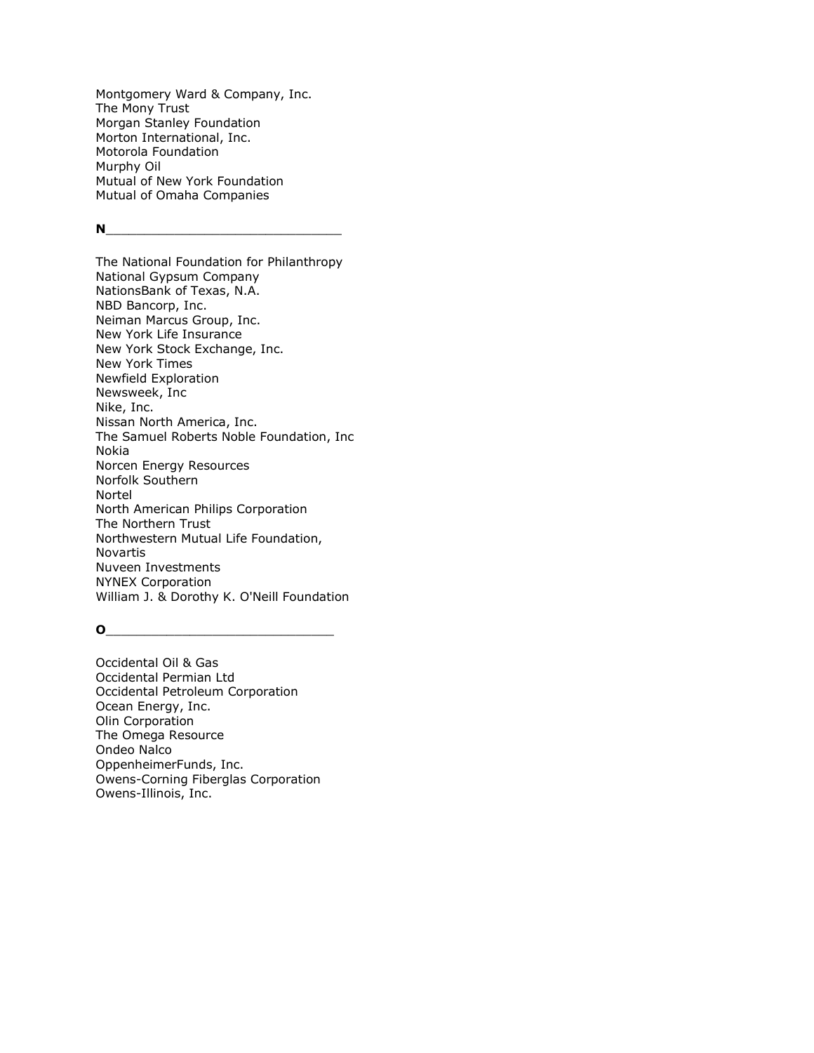Montgomery Ward & Company, Inc.
The Mony Trust
Morgan Stanley Foundation
Morton International, Inc.
Motorola Foundation
Murphy Oil
Mutual of New York Foundation
Mutual of Omaha Companies

**N**______________________________

The National Foundation for Philanthropy
National Gypsum Company
NationsBank of Texas, N.A.
NBD Bancorp, Inc.
Neiman Marcus Group, Inc.
New York Life Insurance
New York Stock Exchange, Inc.
New York Times
Newfield Exploration
Newsweek, Inc
Nike, Inc.
Nissan North America, Inc.
The Samuel Roberts Noble Foundation, Inc
Nokia
Norcen Energy Resources
Norfolk Southern
Nortel
North American Philips Corporation
The Northern Trust
Northwestern Mutual Life Foundation,
Novartis
Nuveen Investments
NYNEX Corporation
William J. & Dorothy K. O'Neill Foundation

**O**_____________________________

Occidental Oil & Gas
Occidental Permian Ltd
Occidental Petroleum Corporation
Ocean Energy, Inc.
Olin Corporation
The Omega Resource
Ondeo Nalco
OppenheimerFunds, Inc.
Owens-Corning Fiberglas Corporation
Owens-Illinois, Inc.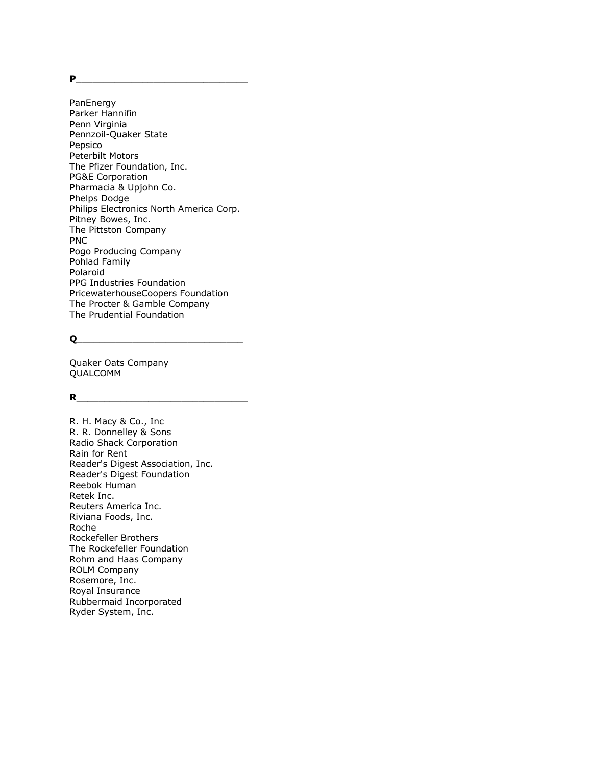**P**______________________________

PanEnergy
Parker Hannifin
Penn Virginia
Pennzoil-Quaker State
Pepsico
Peterbilt Motors
The Pfizer Foundation, Inc.
PG&E Corporation
Pharmacia & Upjohn Co.
Phelps Dodge
Philips Electronics North America Corp.
Pitney Bowes, Inc.
The Pittston Company
PNC
Pogo Producing Company
Pohlad Family
Polaroid
PPG Industries Foundation
PricewaterhouseCoopers Foundation
The Procter & Gamble Company
The Prudential Foundation

**Q**______________________________

Quaker Oats Company
QUALCOMM

**R**______________________________

R. H. Macy & Co., Inc
R. R. Donnelley & Sons
Radio Shack Corporation
Rain for Rent
Reader's Digest Association, Inc.
Reader's Digest Foundation
Reebok Human
Retek Inc.
Reuters America Inc.
Riviana Foods, Inc.
Roche
Rockefeller Brothers
The Rockefeller Foundation
Rohm and Haas Company
ROLM Company
Rosemore, Inc.
Royal Insurance
Rubbermaid Incorporated
Ryder System, Inc.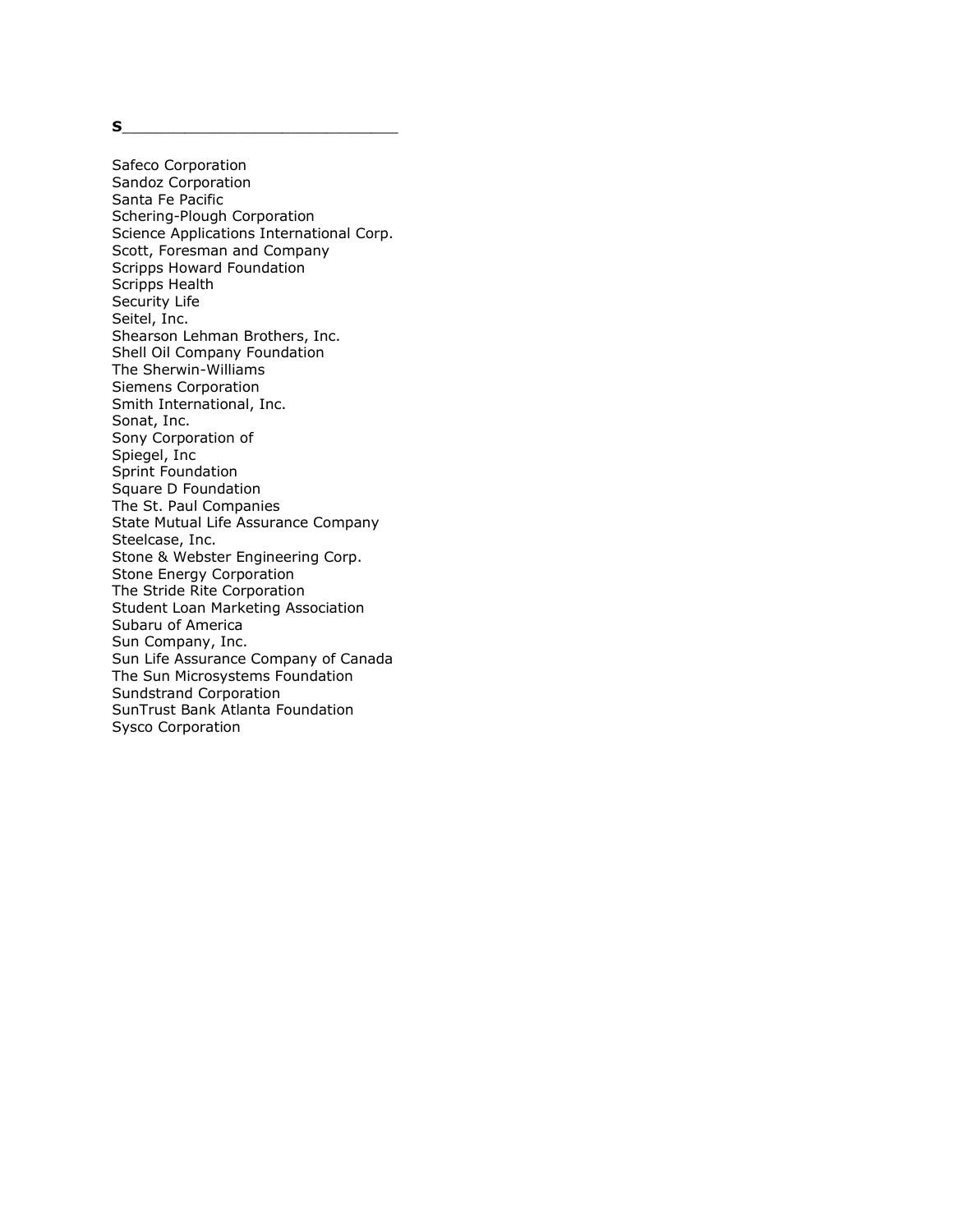**S**

Safeco Corporation
Sandoz Corporation
Santa Fe Pacific
Schering-Plough Corporation
Science Applications International Corp.
Scott, Foresman and Company
Scripps Howard Foundation
Scripps Health
Security Life
Seitel, Inc.
Shearson Lehman Brothers, Inc.
Shell Oil Company Foundation
The Sherwin-Williams
Siemens Corporation
Smith International, Inc.
Sonat, Inc.
Sony Corporation of
Spiegel, Inc
Sprint Foundation
Square D Foundation
The St. Paul Companies
State Mutual Life Assurance Company
Steelcase, Inc.
Stone & Webster Engineering Corp.
Stone Energy Corporation
The Stride Rite Corporation
Student Loan Marketing Association
Subaru of America
Sun Company, Inc.
Sun Life Assurance Company of Canada
The Sun Microsystems Foundation
Sundstrand Corporation
SunTrust Bank Atlanta Foundation
Sysco Corporation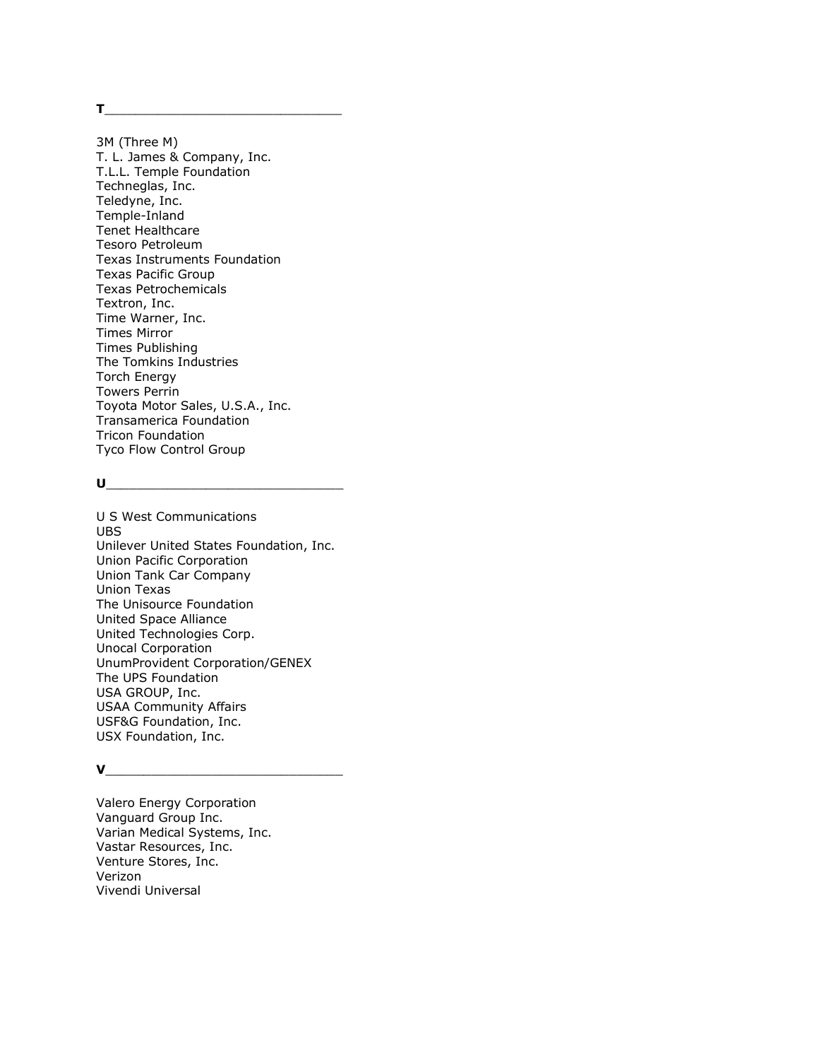**T**\_\_\_\_\_\_\_\_\_\_\_\_\_\_\_\_\_\_\_\_\_\_\_\_\_\_\_\_\_\_

3M (Three M)
T. L. James & Company, Inc.
T.L.L. Temple Foundation
Techneglas, Inc.
Teledyne, Inc.
Temple-Inland
Tenet Healthcare
Tesoro Petroleum
Texas Instruments Foundation
Texas Pacific Group
Texas Petrochemicals
Textron, Inc.
Time Warner, Inc.
Times Mirror
Times Publishing
The Tomkins Industries
Torch Energy
Towers Perrin
Toyota Motor Sales, U.S.A., Inc.
Transamerica Foundation
Tricon Foundation
Tyco Flow Control Group

**U**\_\_\_\_\_\_\_\_\_\_\_\_\_\_\_\_\_\_\_\_\_\_\_\_\_\_\_\_\_\_

U S West Communications
UBS
Unilever United States Foundation, Inc.
Union Pacific Corporation
Union Tank Car Company
Union Texas
The Unisource Foundation
United Space Alliance
United Technologies Corp.
Unocal Corporation
UnumProvident Corporation/GENEX
The UPS Foundation
USA GROUP, Inc.
USAA Community Affairs
USF&G Foundation, Inc.
USX Foundation, Inc.

**V**\_\_\_\_\_\_\_\_\_\_\_\_\_\_\_\_\_\_\_\_\_\_\_\_\_\_\_\_\_\_

Valero Energy Corporation
Vanguard Group Inc.
Varian Medical Systems, Inc.
Vastar Resources, Inc.
Venture Stores, Inc.
Verizon
Vivendi Universal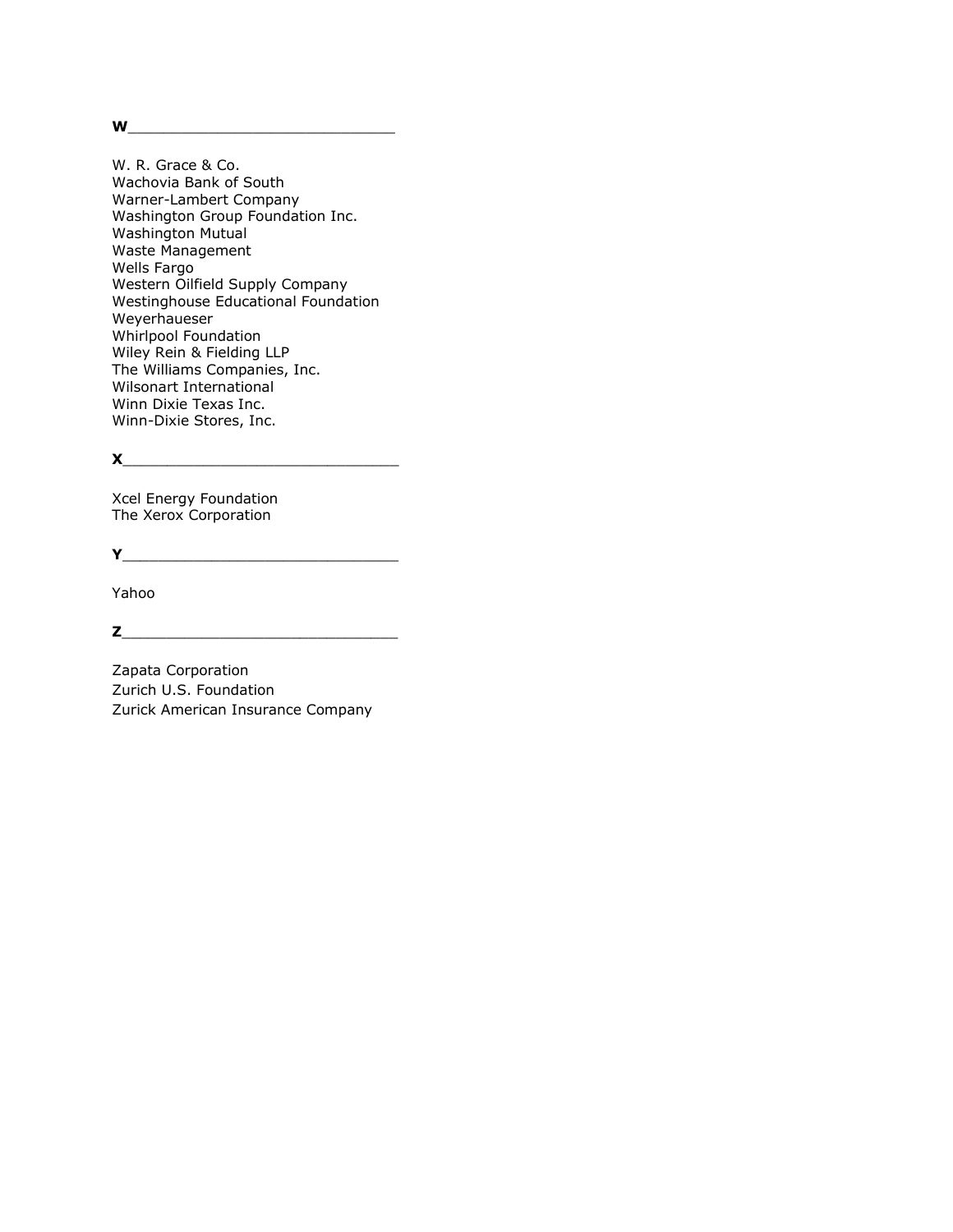**W**

W. R. Grace & Co.
Wachovia Bank of South
Warner-Lambert Company
Washington Group Foundation Inc.
Washington Mutual
Waste Management
Wells Fargo
Western Oilfield Supply Company
Westinghouse Educational Foundation
Weyerhaueser
Whirlpool Foundation
Wiley Rein & Fielding LLP
The Williams Companies, Inc.
Wilsonart International
Winn Dixie Texas Inc.
Winn-Dixie Stores, Inc.

**X**

Xcel Energy Foundation
The Xerox Corporation

**Y**

Yahoo

**Z**

Zapata Corporation
Zurich U.S. Foundation
Zurick American Insurance Company